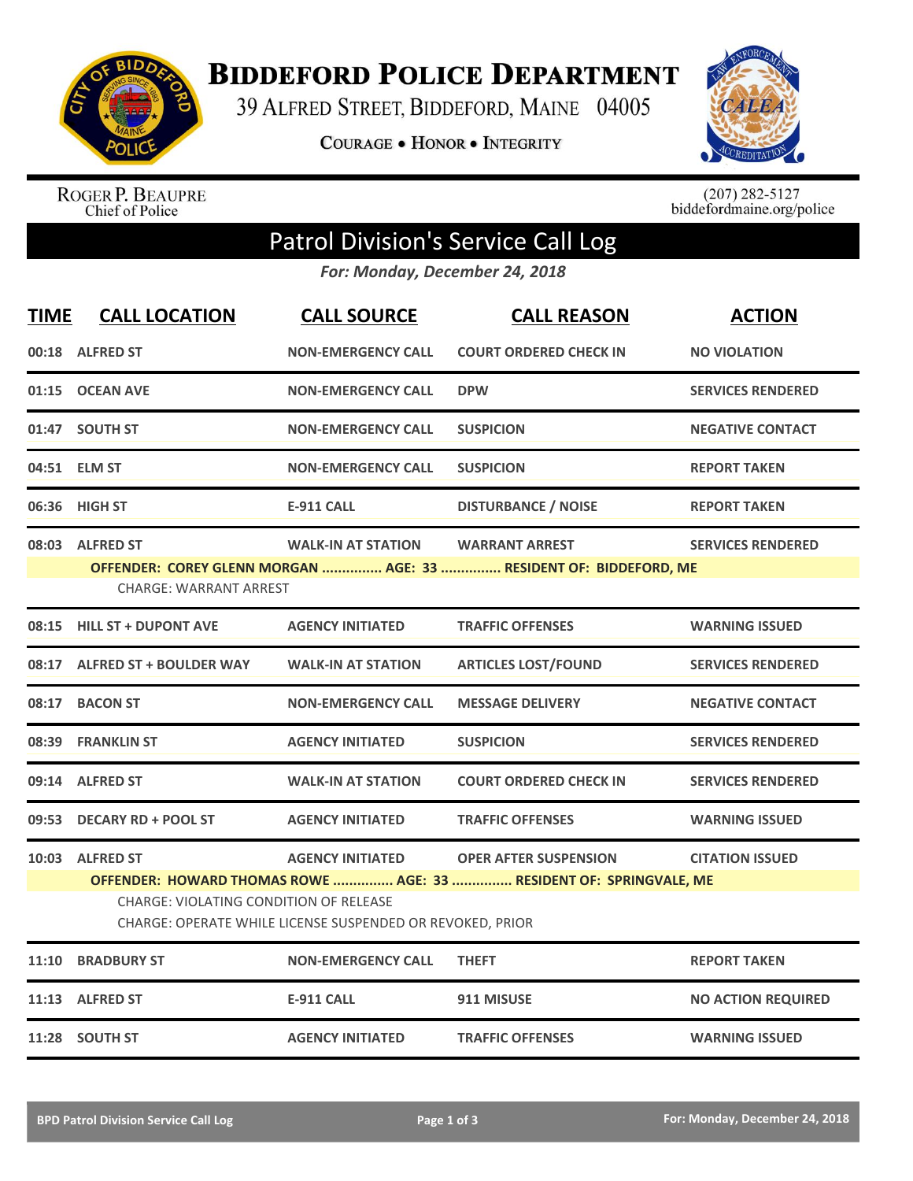# Biddeford Police Department

39 Alfred Street, Biddeford, Maine 04005

Courage • Honor • Integrity

Roger P. Beaupre
Chief of Police

(207) 282-5127
biddefordmaine.org/police

## Patrol Division's Service Call Log

*For: Monday, December 24, 2018*

| TIME | CALL LOCATION | CALL SOURCE | CALL REASON | ACTION |
|---|---|---|---|---|
| 00:18 | ALFRED ST | NON-EMERGENCY CALL | COURT ORDERED CHECK IN | NO VIOLATION |
| 01:15 | OCEAN AVE | NON-EMERGENCY CALL | DPW | SERVICES RENDERED |
| 01:47 | SOUTH ST | NON-EMERGENCY CALL | SUSPICION | NEGATIVE CONTACT |
| 04:51 | ELM ST | NON-EMERGENCY CALL | SUSPICION | REPORT TAKEN |
| 06:36 | HIGH ST | E-911 CALL | DISTURBANCE / NOISE | REPORT TAKEN |
| 08:03 | ALFRED ST | WALK-IN AT STATION | WARRANT ARREST | SERVICES RENDERED |
| | **OFFENDER: COREY GLENN MORGAN ............... AGE: 33 ............... RESIDENT OF: BIDDEFORD, ME**<br>CHARGE: WARRANT ARREST | | | |
| 08:15 | HILL ST + DUPONT AVE | AGENCY INITIATED | TRAFFIC OFFENSES | WARNING ISSUED |
| 08:17 | ALFRED ST + BOULDER WAY | WALK-IN AT STATION | ARTICLES LOST/FOUND | SERVICES RENDERED |
| 08:17 | BACON ST | NON-EMERGENCY CALL | MESSAGE DELIVERY | NEGATIVE CONTACT |
| 08:39 | FRANKLIN ST | AGENCY INITIATED | SUSPICION | SERVICES RENDERED |
| 09:14 | ALFRED ST | WALK-IN AT STATION | COURT ORDERED CHECK IN | SERVICES RENDERED |
| 09:53 | DECARY RD + POOL ST | AGENCY INITIATED | TRAFFIC OFFENSES | WARNING ISSUED |
| 10:03 | ALFRED ST | AGENCY INITIATED | OPER AFTER SUSPENSION | CITATION ISSUED |
| | **OFFENDER: HOWARD THOMAS ROWE ............... AGE: 33 ............... RESIDENT OF: SPRINGVALE, ME**<br>CHARGE: VIOLATING CONDITION OF RELEASE<br>CHARGE: OPERATE WHILE LICENSE SUSPENDED OR REVOKED, PRIOR | | | |
| 11:10 | BRADBURY ST | NON-EMERGENCY CALL | THEFT | REPORT TAKEN |
| 11:13 | ALFRED ST | E-911 CALL | 911 MISUSE | NO ACTION REQUIRED |
| 11:28 | SOUTH ST | AGENCY INITIATED | TRAFFIC OFFENSES | WARNING ISSUED |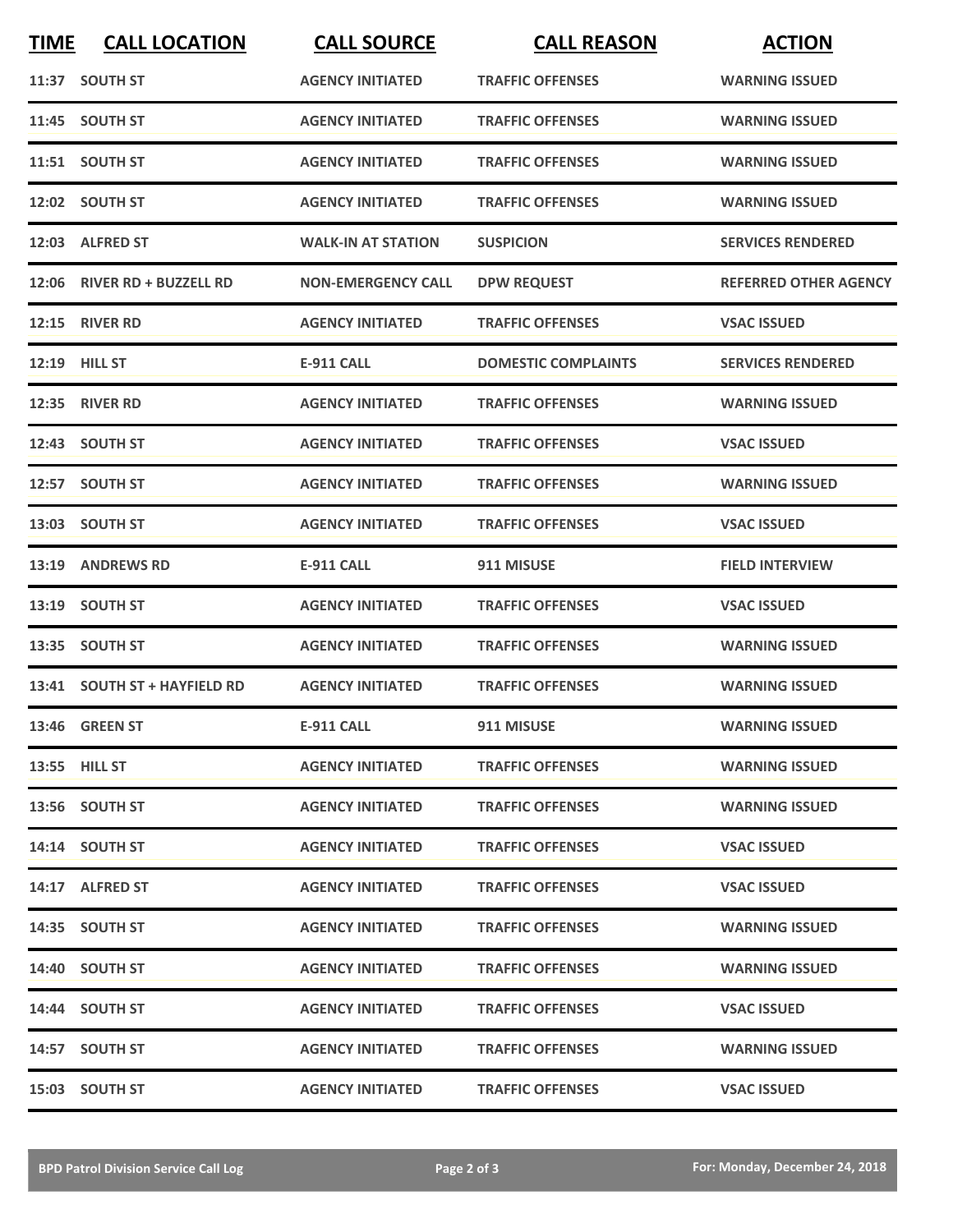| TIME | CALL LOCATION | CALL SOURCE | CALL REASON | ACTION |
|---|---|---|---|---|
| 11:37 | SOUTH ST | AGENCY INITIATED | TRAFFIC OFFENSES | WARNING ISSUED |
| 11:45 | SOUTH ST | AGENCY INITIATED | TRAFFIC OFFENSES | WARNING ISSUED |
| 11:51 | SOUTH ST | AGENCY INITIATED | TRAFFIC OFFENSES | WARNING ISSUED |
| 12:02 | SOUTH ST | AGENCY INITIATED | TRAFFIC OFFENSES | WARNING ISSUED |
| 12:03 | ALFRED ST | WALK-IN AT STATION | SUSPICION | SERVICES RENDERED |
| 12:06 | RIVER RD + BUZZELL RD | NON-EMERGENCY CALL | DPW REQUEST | REFERRED OTHER AGENCY |
| 12:15 | RIVER RD | AGENCY INITIATED | TRAFFIC OFFENSES | VSAC ISSUED |
| 12:19 | HILL ST | E-911 CALL | DOMESTIC COMPLAINTS | SERVICES RENDERED |
| 12:35 | RIVER RD | AGENCY INITIATED | TRAFFIC OFFENSES | WARNING ISSUED |
| 12:43 | SOUTH ST | AGENCY INITIATED | TRAFFIC OFFENSES | VSAC ISSUED |
| 12:57 | SOUTH ST | AGENCY INITIATED | TRAFFIC OFFENSES | WARNING ISSUED |
| 13:03 | SOUTH ST | AGENCY INITIATED | TRAFFIC OFFENSES | VSAC ISSUED |
| 13:19 | ANDREWS RD | E-911 CALL | 911 MISUSE | FIELD INTERVIEW |
| 13:19 | SOUTH ST | AGENCY INITIATED | TRAFFIC OFFENSES | VSAC ISSUED |
| 13:35 | SOUTH ST | AGENCY INITIATED | TRAFFIC OFFENSES | WARNING ISSUED |
| 13:41 | SOUTH ST + HAYFIELD RD | AGENCY INITIATED | TRAFFIC OFFENSES | WARNING ISSUED |
| 13:46 | GREEN ST | E-911 CALL | 911 MISUSE | WARNING ISSUED |
| 13:55 | HILL ST | AGENCY INITIATED | TRAFFIC OFFENSES | WARNING ISSUED |
| 13:56 | SOUTH ST | AGENCY INITIATED | TRAFFIC OFFENSES | WARNING ISSUED |
| 14:14 | SOUTH ST | AGENCY INITIATED | TRAFFIC OFFENSES | VSAC ISSUED |
| 14:17 | ALFRED ST | AGENCY INITIATED | TRAFFIC OFFENSES | VSAC ISSUED |
| 14:35 | SOUTH ST | AGENCY INITIATED | TRAFFIC OFFENSES | WARNING ISSUED |
| 14:40 | SOUTH ST | AGENCY INITIATED | TRAFFIC OFFENSES | WARNING ISSUED |
| 14:44 | SOUTH ST | AGENCY INITIATED | TRAFFIC OFFENSES | VSAC ISSUED |
| 14:57 | SOUTH ST | AGENCY INITIATED | TRAFFIC OFFENSES | WARNING ISSUED |
| 15:03 | SOUTH ST | AGENCY INITIATED | TRAFFIC OFFENSES | VSAC ISSUED |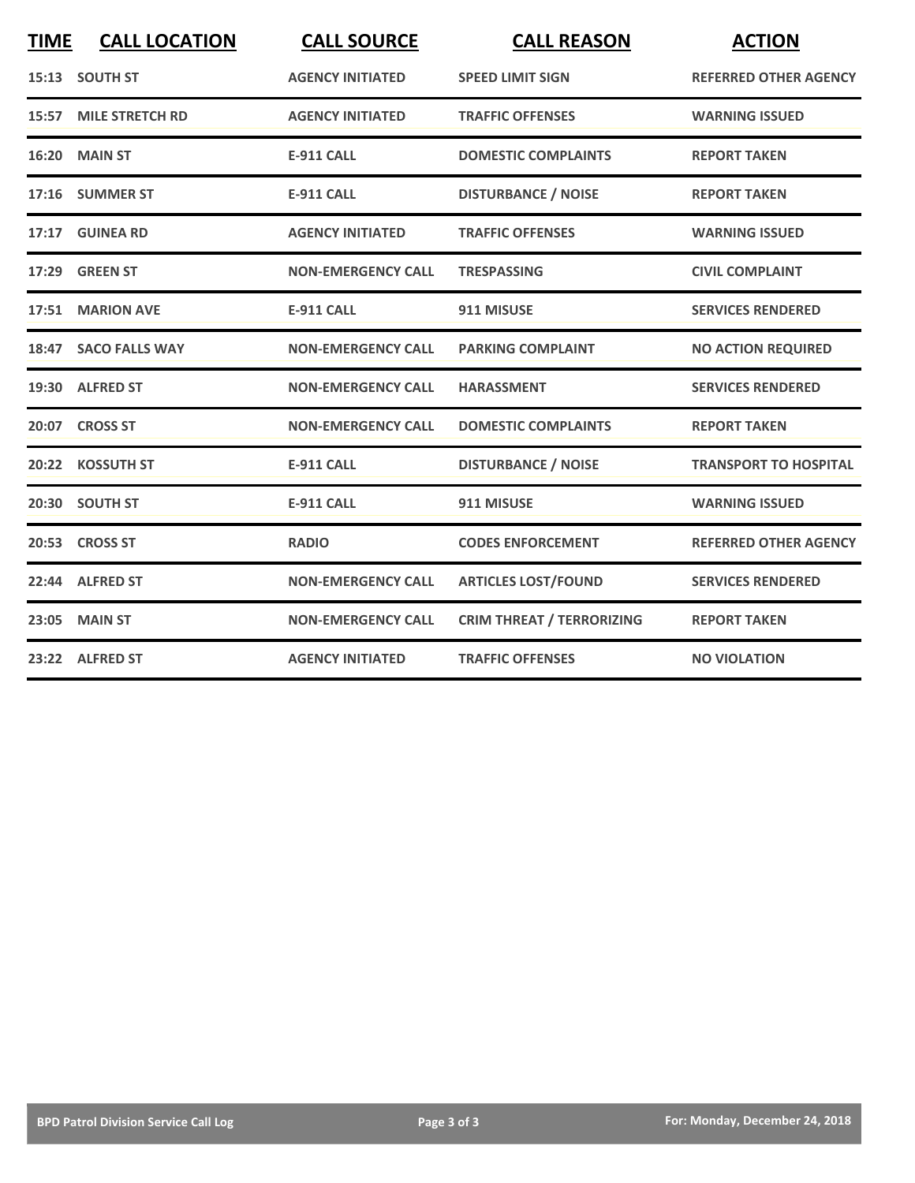| TIME | CALL LOCATION | CALL SOURCE | CALL REASON | ACTION |
| --- | --- | --- | --- | --- |
| 15:13 | SOUTH ST | AGENCY INITIATED | SPEED LIMIT SIGN | REFERRED OTHER AGENCY |
| 15:57 | MILE STRETCH RD | AGENCY INITIATED | TRAFFIC OFFENSES | WARNING ISSUED |
| 16:20 | MAIN ST | E-911 CALL | DOMESTIC COMPLAINTS | REPORT TAKEN |
| 17:16 | SUMMER ST | E-911 CALL | DISTURBANCE / NOISE | REPORT TAKEN |
| 17:17 | GUINEA RD | AGENCY INITIATED | TRAFFIC OFFENSES | WARNING ISSUED |
| 17:29 | GREEN ST | NON-EMERGENCY CALL | TRESPASSING | CIVIL COMPLAINT |
| 17:51 | MARION AVE | E-911 CALL | 911 MISUSE | SERVICES RENDERED |
| 18:47 | SACO FALLS WAY | NON-EMERGENCY CALL | PARKING COMPLAINT | NO ACTION REQUIRED |
| 19:30 | ALFRED ST | NON-EMERGENCY CALL | HARASSMENT | SERVICES RENDERED |
| 20:07 | CROSS ST | NON-EMERGENCY CALL | DOMESTIC COMPLAINTS | REPORT TAKEN |
| 20:22 | KOSSUTH ST | E-911 CALL | DISTURBANCE / NOISE | TRANSPORT TO HOSPITAL |
| 20:30 | SOUTH ST | E-911 CALL | 911 MISUSE | WARNING ISSUED |
| 20:53 | CROSS ST | RADIO | CODES ENFORCEMENT | REFERRED OTHER AGENCY |
| 22:44 | ALFRED ST | NON-EMERGENCY CALL | ARTICLES LOST/FOUND | SERVICES RENDERED |
| 23:05 | MAIN ST | NON-EMERGENCY CALL | CRIM THREAT / TERRORIZING | REPORT TAKEN |
| 23:22 | ALFRED ST | AGENCY INITIATED | TRAFFIC OFFENSES | NO VIOLATION |